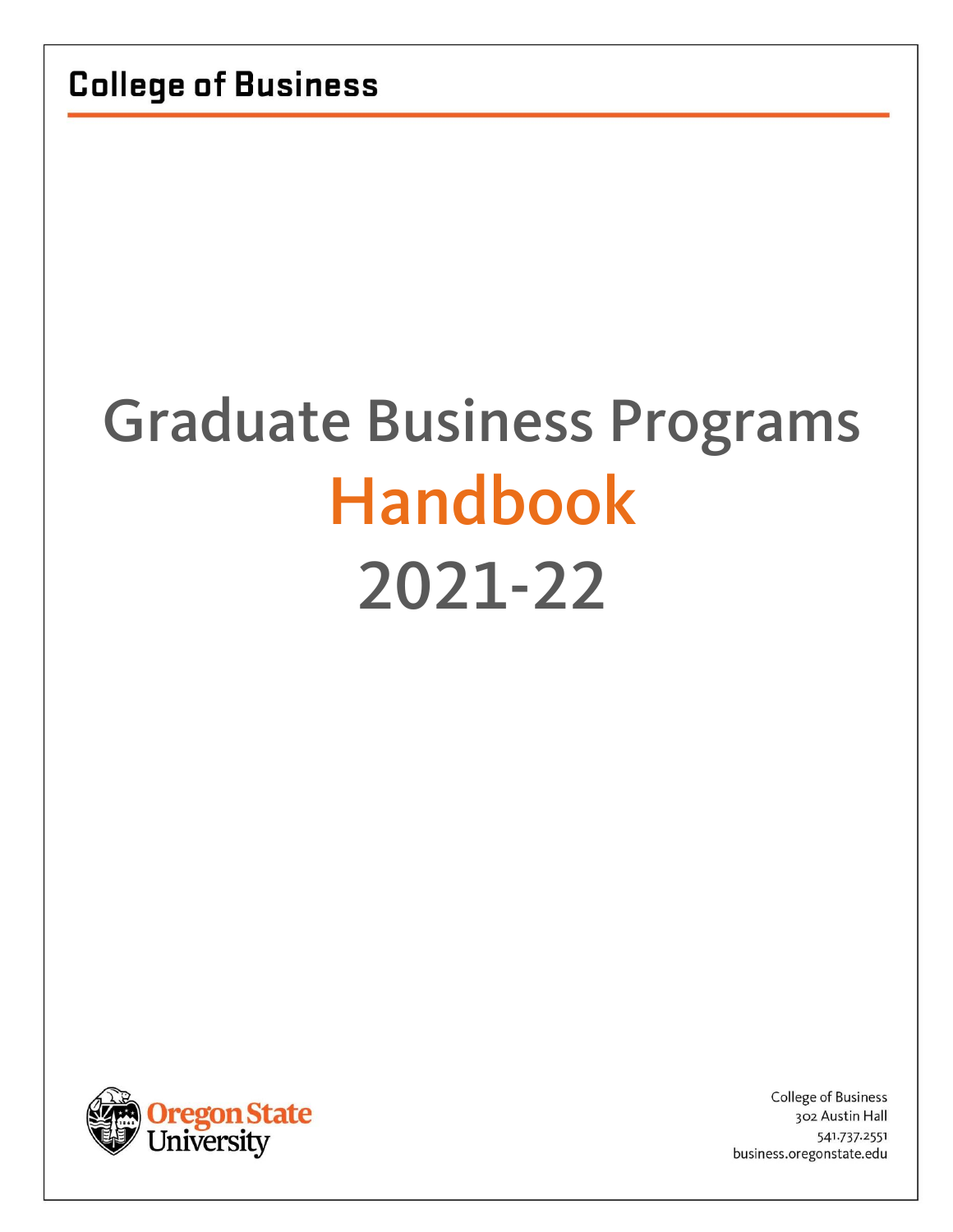**College of Business**

# Graduate Business Programs
# Handbook
# 2021-22

Oregon State University

College of Business
302 Austin Hall
541.737.2551
business.oregonstate.edu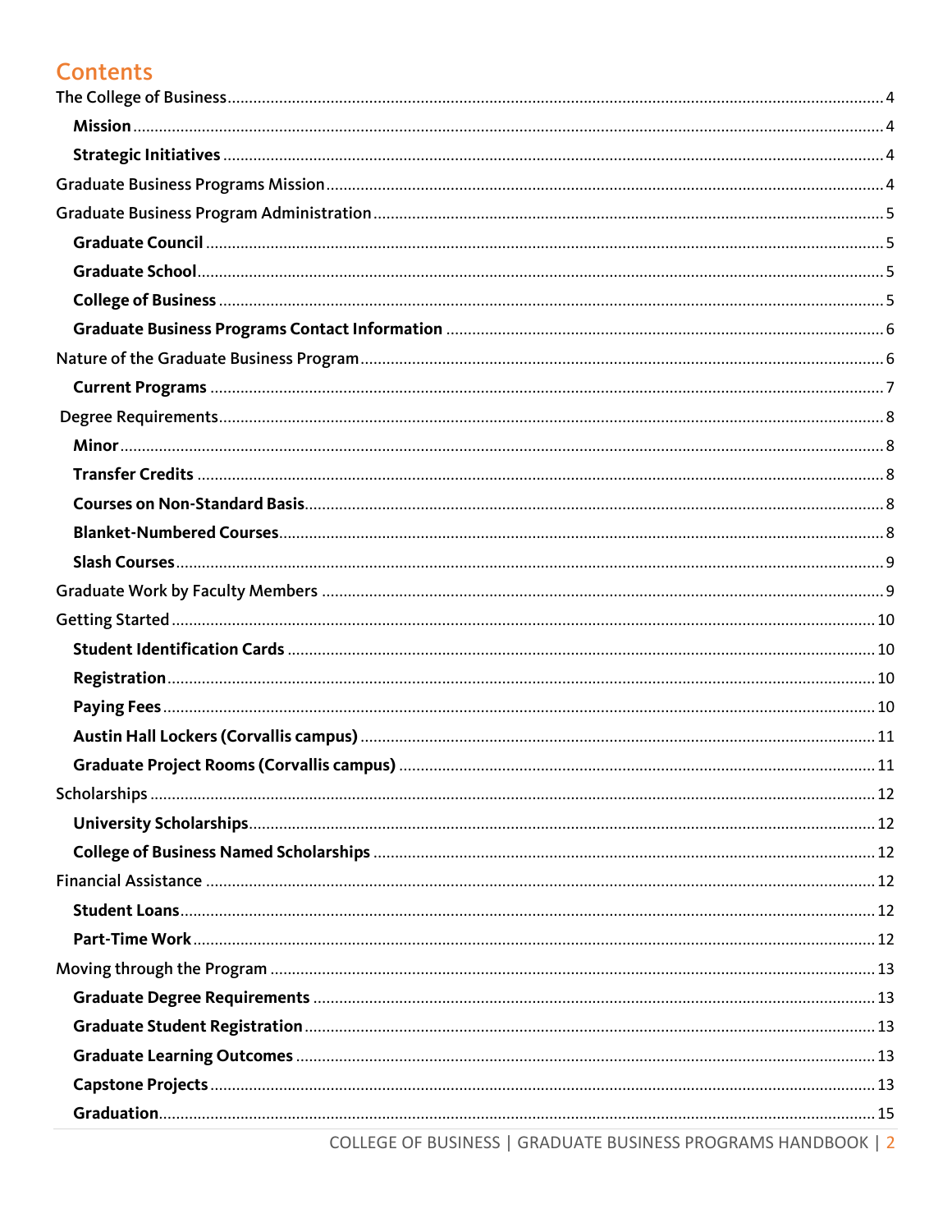# Contents

The College of Business ........ 4

- **Mission** ........ 4
- **Strategic Initiatives** ........ 4

Graduate Business Programs Mission ........ 4

Graduate Business Program Administration ........ 5

- **Graduate Council** ........ 5
- **Graduate School** ........ 5
- **College of Business** ........ 5
- **Graduate Business Programs Contact Information** ........ 6

Nature of the Graduate Business Program ........ 6

- **Current Programs** ........ 7

Degree Requirements ........ 8

- **Minor** ........ 8
- **Transfer Credits** ........ 8
- **Courses on Non-Standard Basis** ........ 8
- **Blanket-Numbered Courses** ........ 8
- **Slash Courses** ........ 9

Graduate Work by Faculty Members ........ 9

Getting Started ........ 10

- **Student Identification Cards** ........ 10
- **Registration** ........ 10
- **Paying Fees** ........ 10
- **Austin Hall Lockers (Corvallis campus)** ........ 11
- **Graduate Project Rooms (Corvallis campus)** ........ 11

Scholarships ........ 12

- **University Scholarships** ........ 12
- **College of Business Named Scholarships** ........ 12

Financial Assistance ........ 12

- **Student Loans** ........ 12
- **Part-Time Work** ........ 12

Moving through the Program ........ 13

- **Graduate Degree Requirements** ........ 13
- **Graduate Student Registration** ........ 13
- **Graduate Learning Outcomes** ........ 13
- **Capstone Projects** ........ 13
- **Graduation** ........ 15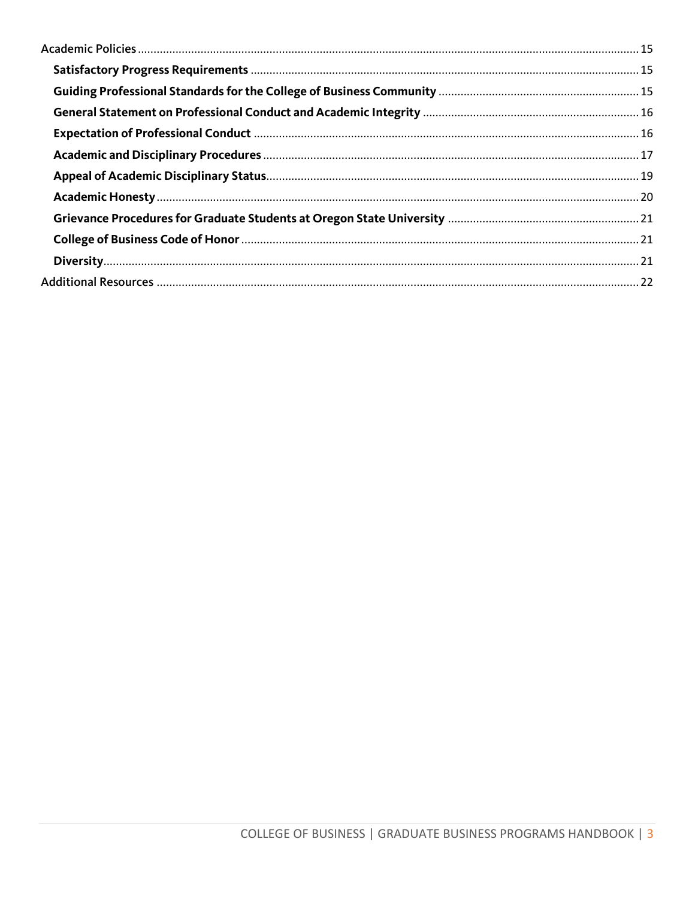Academic Policies ........................................................ 15

**Satisfactory Progress Requirements** ........................................................ 15

**Guiding Professional Standards for the College of Business Community** ........................................................ 15

**General Statement on Professional Conduct and Academic Integrity** ........................................................ 16

**Expectation of Professional Conduct** ........................................................ 16

**Academic and Disciplinary Procedures** ........................................................ 17

**Appeal of Academic Disciplinary Status** ........................................................ 19

**Academic Honesty** ........................................................ 20

**Grievance Procedures for Graduate Students at Oregon State University** ........................................................ 21

**College of Business Code of Honor** ........................................................ 21

**Diversity** ........................................................ 21

Additional Resources ........................................................ 22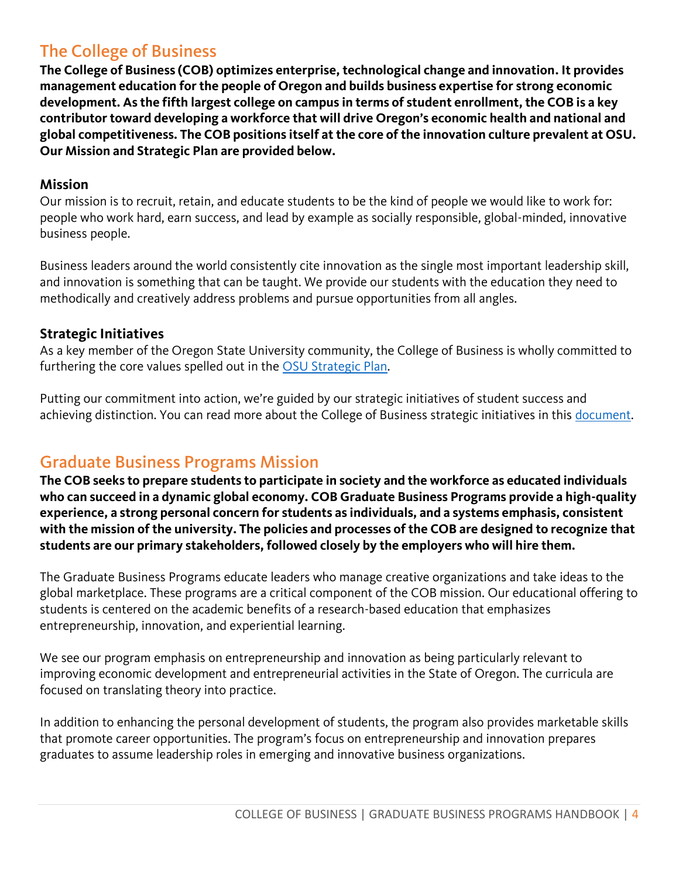## The College of Business

**The College of Business (COB) optimizes enterprise, technological change and innovation. It provides management education for the people of Oregon and builds business expertise for strong economic development. As the fifth largest college on campus in terms of student enrollment, the COB is a key contributor toward developing a workforce that will drive Oregon's economic health and national and global competitiveness. The COB positions itself at the core of the innovation culture prevalent at OSU. Our Mission and Strategic Plan are provided below.**

### Mission

Our mission is to recruit, retain, and educate students to be the kind of people we would like to work for: people who work hard, earn success, and lead by example as socially responsible, global-minded, innovative business people.

Business leaders around the world consistently cite innovation as the single most important leadership skill, and innovation is something that can be taught. We provide our students with the education they need to methodically and creatively address problems and pursue opportunities from all angles.

### Strategic Initiatives

As a key member of the Oregon State University community, the College of Business is wholly committed to furthering the core values spelled out in the OSU Strategic Plan.

Putting our commitment into action, we're guided by our strategic initiatives of student success and achieving distinction. You can read more about the College of Business strategic initiatives in this document.

## Graduate Business Programs Mission

**The COB seeks to prepare students to participate in society and the workforce as educated individuals who can succeed in a dynamic global economy. COB Graduate Business Programs provide a high-quality experience, a strong personal concern for students as individuals, and a systems emphasis, consistent with the mission of the university. The policies and processes of the COB are designed to recognize that students are our primary stakeholders, followed closely by the employers who will hire them.**

The Graduate Business Programs educate leaders who manage creative organizations and take ideas to the global marketplace. These programs are a critical component of the COB mission. Our educational offering to students is centered on the academic benefits of a research-based education that emphasizes entrepreneurship, innovation, and experiential learning.

We see our program emphasis on entrepreneurship and innovation as being particularly relevant to improving economic development and entrepreneurial activities in the State of Oregon. The curricula are focused on translating theory into practice.

In addition to enhancing the personal development of students, the program also provides marketable skills that promote career opportunities. The program's focus on entrepreneurship and innovation prepares graduates to assume leadership roles in emerging and innovative business organizations.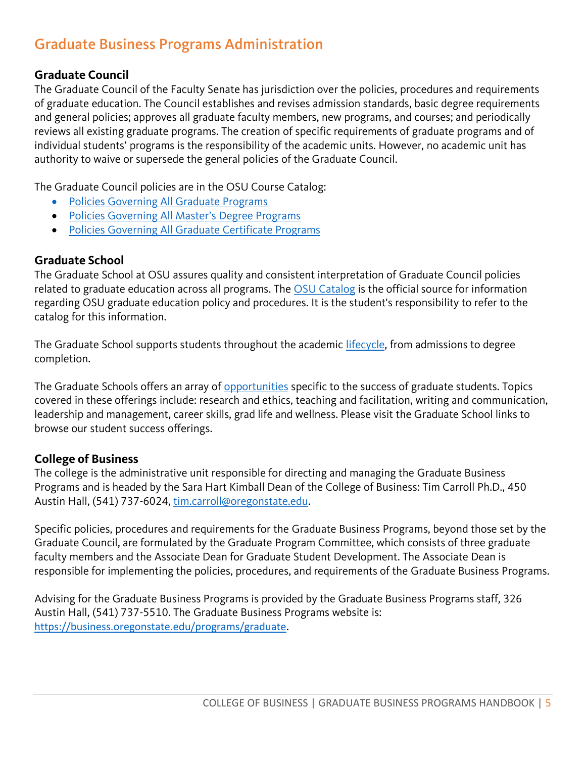## Graduate Business Programs Administration

### Graduate Council

The Graduate Council of the Faculty Senate has jurisdiction over the policies, procedures and requirements of graduate education. The Council establishes and revises admission standards, basic degree requirements and general policies; approves all graduate faculty members, new programs, and courses; and periodically reviews all existing graduate programs. The creation of specific requirements of graduate programs and of individual students' programs is the responsibility of the academic units. However, no academic unit has authority to waive or supersede the general policies of the Graduate Council.

The Graduate Council policies are in the OSU Course Catalog:

- Policies Governing All Graduate Programs
- Policies Governing All Master's Degree Programs
- Policies Governing All Graduate Certificate Programs

### Graduate School

The Graduate School at OSU assures quality and consistent interpretation of Graduate Council policies related to graduate education across all programs. The OSU Catalog is the official source for information regarding OSU graduate education policy and procedures. It is the student's responsibility to refer to the catalog for this information.

The Graduate School supports students throughout the academic lifecycle, from admissions to degree completion.

The Graduate Schools offers an array of opportunities specific to the success of graduate students. Topics covered in these offerings include: research and ethics, teaching and facilitation, writing and communication, leadership and management, career skills, grad life and wellness. Please visit the Graduate School links to browse our student success offerings.

### College of Business

The college is the administrative unit responsible for directing and managing the Graduate Business Programs and is headed by the Sara Hart Kimball Dean of the College of Business: Tim Carroll Ph.D., 450 Austin Hall, (541) 737-6024, tim.carroll@oregonstate.edu.

Specific policies, procedures and requirements for the Graduate Business Programs, beyond those set by the Graduate Council, are formulated by the Graduate Program Committee, which consists of three graduate faculty members and the Associate Dean for Graduate Student Development. The Associate Dean is responsible for implementing the policies, procedures, and requirements of the Graduate Business Programs.

Advising for the Graduate Business Programs is provided by the Graduate Business Programs staff, 326 Austin Hall, (541) 737-5510. The Graduate Business Programs website is: https://business.oregonstate.edu/programs/graduate.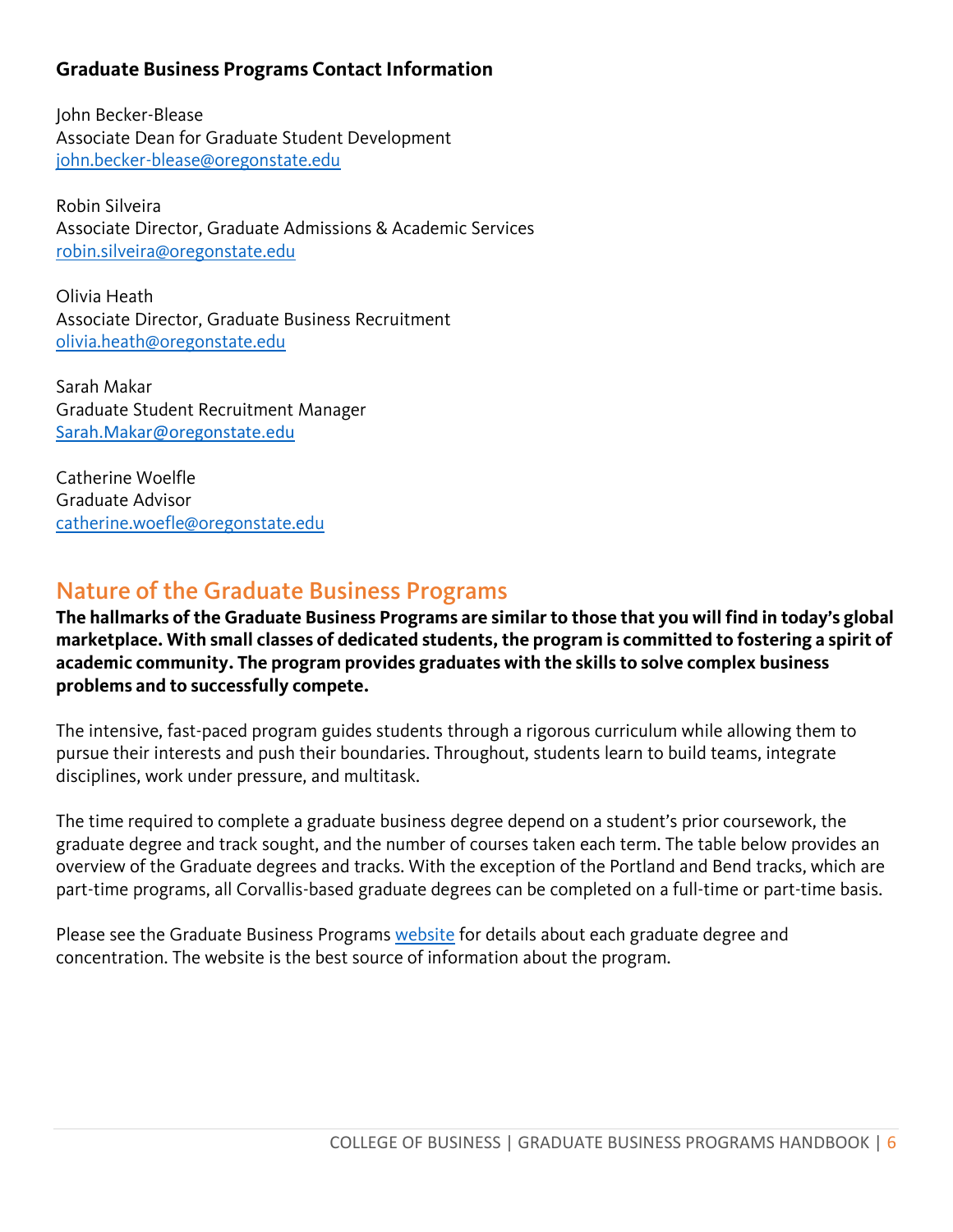### Graduate Business Programs Contact Information

John Becker-Blease
Associate Dean for Graduate Student Development
john.becker-blease@oregonstate.edu

Robin Silveira
Associate Director, Graduate Admissions & Academic Services
robin.silveira@oregonstate.edu

Olivia Heath
Associate Director, Graduate Business Recruitment
olivia.heath@oregonstate.edu

Sarah Makar
Graduate Student Recruitment Manager
Sarah.Makar@oregonstate.edu

Catherine Woelfle
Graduate Advisor
catherine.woefle@oregonstate.edu

## Nature of the Graduate Business Programs

**The hallmarks of the Graduate Business Programs are similar to those that you will find in today's global marketplace. With small classes of dedicated students, the program is committed to fostering a spirit of academic community. The program provides graduates with the skills to solve complex business problems and to successfully compete.**

The intensive, fast-paced program guides students through a rigorous curriculum while allowing them to pursue their interests and push their boundaries. Throughout, students learn to build teams, integrate disciplines, work under pressure, and multitask.

The time required to complete a graduate business degree depend on a student's prior coursework, the graduate degree and track sought, and the number of courses taken each term. The table below provides an overview of the Graduate degrees and tracks. With the exception of the Portland and Bend tracks, which are part-time programs, all Corvallis-based graduate degrees can be completed on a full-time or part-time basis.

Please see the Graduate Business Programs website for details about each graduate degree and concentration. The website is the best source of information about the program.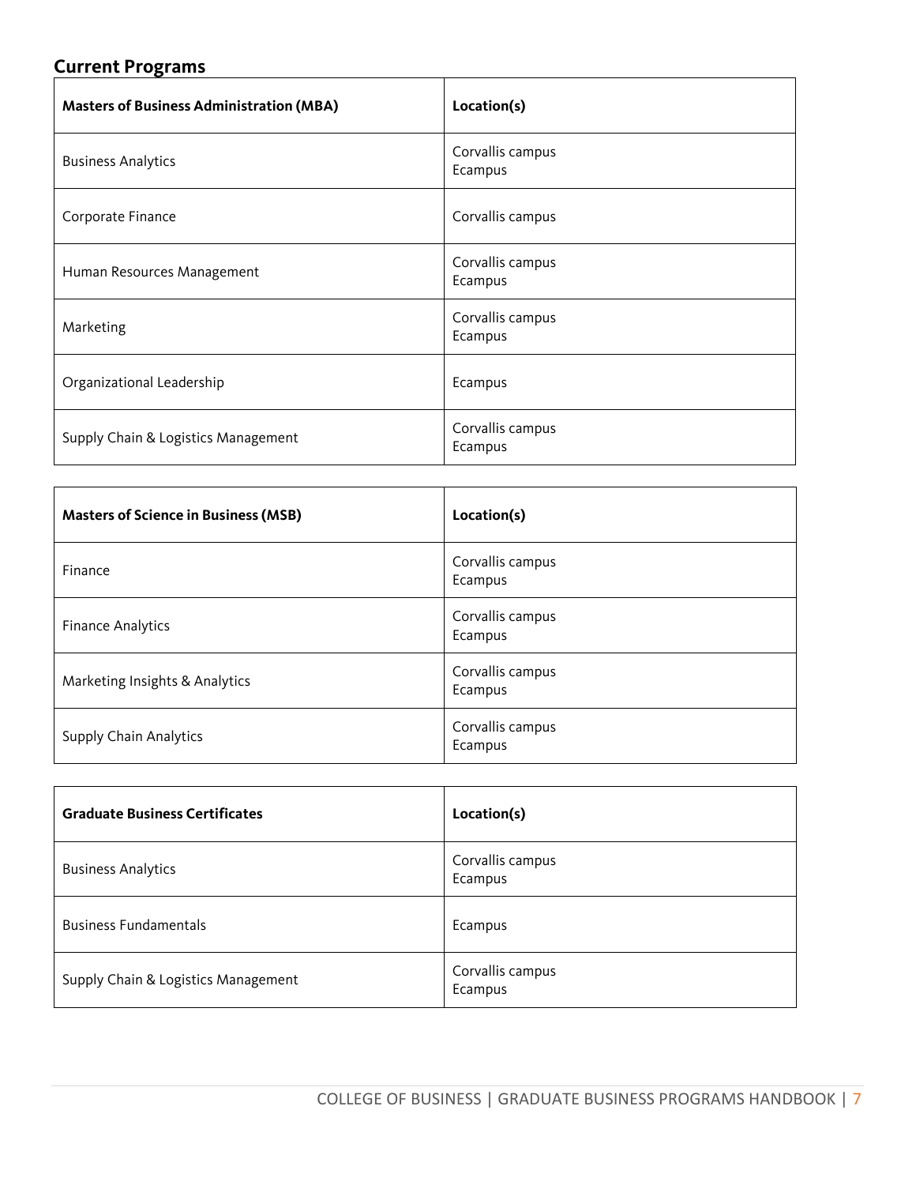## Current Programs

| Masters of Business Administration (MBA) | Location(s) |
|---|---|
| Business Analytics | Corvallis campus<br>Ecampus |
| Corporate Finance | Corvallis campus |
| Human Resources Management | Corvallis campus<br>Ecampus |
| Marketing | Corvallis campus<br>Ecampus |
| Organizational Leadership | Ecampus |
| Supply Chain & Logistics Management | Corvallis campus<br>Ecampus |

| Masters of Science in Business (MSB) | Location(s) |
|---|---|
| Finance | Corvallis campus<br>Ecampus |
| Finance Analytics | Corvallis campus<br>Ecampus |
| Marketing Insights & Analytics | Corvallis campus<br>Ecampus |
| Supply Chain Analytics | Corvallis campus<br>Ecampus |

| Graduate Business Certificates | Location(s) |
|---|---|
| Business Analytics | Corvallis campus<br>Ecampus |
| Business Fundamentals | Ecampus |
| Supply Chain & Logistics Management | Corvallis campus<br>Ecampus |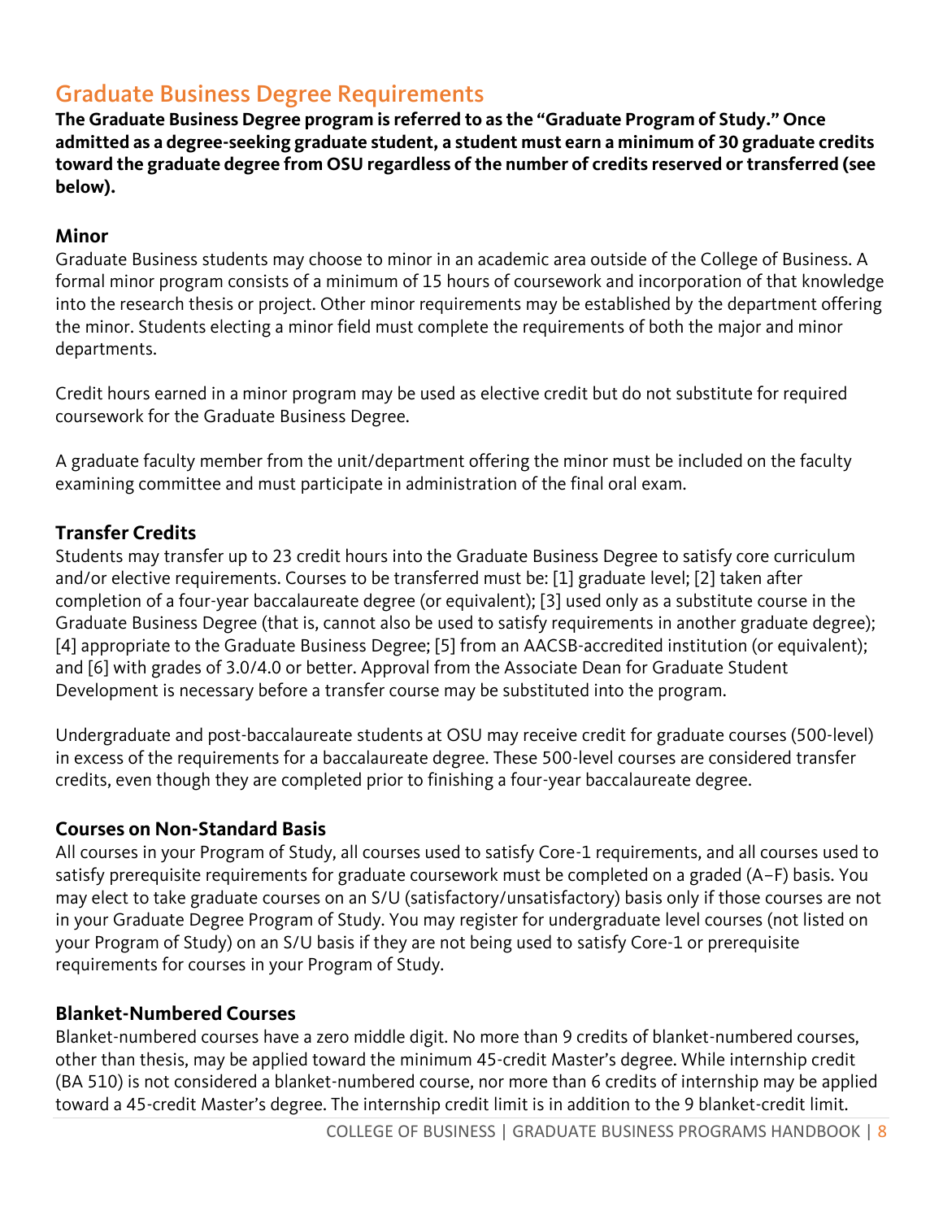## Graduate Business Degree Requirements

**The Graduate Business Degree program is referred to as the "Graduate Program of Study." Once admitted as a degree-seeking graduate student, a student must earn a minimum of 30 graduate credits toward the graduate degree from OSU regardless of the number of credits reserved or transferred (see below).**

### Minor

Graduate Business students may choose to minor in an academic area outside of the College of Business. A formal minor program consists of a minimum of 15 hours of coursework and incorporation of that knowledge into the research thesis or project. Other minor requirements may be established by the department offering the minor. Students electing a minor field must complete the requirements of both the major and minor departments.

Credit hours earned in a minor program may be used as elective credit but do not substitute for required coursework for the Graduate Business Degree.

A graduate faculty member from the unit/department offering the minor must be included on the faculty examining committee and must participate in administration of the final oral exam.

### Transfer Credits

Students may transfer up to 23 credit hours into the Graduate Business Degree to satisfy core curriculum and/or elective requirements. Courses to be transferred must be: [1] graduate level; [2] taken after completion of a four-year baccalaureate degree (or equivalent); [3] used only as a substitute course in the Graduate Business Degree (that is, cannot also be used to satisfy requirements in another graduate degree); [4] appropriate to the Graduate Business Degree; [5] from an AACSB-accredited institution (or equivalent); and [6] with grades of 3.0/4.0 or better. Approval from the Associate Dean for Graduate Student Development is necessary before a transfer course may be substituted into the program.

Undergraduate and post-baccalaureate students at OSU may receive credit for graduate courses (500-level) in excess of the requirements for a baccalaureate degree. These 500-level courses are considered transfer credits, even though they are completed prior to finishing a four-year baccalaureate degree.

### Courses on Non-Standard Basis

All courses in your Program of Study, all courses used to satisfy Core-1 requirements, and all courses used to satisfy prerequisite requirements for graduate coursework must be completed on a graded (A–F) basis. You may elect to take graduate courses on an S/U (satisfactory/unsatisfactory) basis only if those courses are not in your Graduate Degree Program of Study. You may register for undergraduate level courses (not listed on your Program of Study) on an S/U basis if they are not being used to satisfy Core-1 or prerequisite requirements for courses in your Program of Study.

### Blanket-Numbered Courses

Blanket-numbered courses have a zero middle digit. No more than 9 credits of blanket-numbered courses, other than thesis, may be applied toward the minimum 45-credit Master's degree. While internship credit (BA 510) is not considered a blanket-numbered course, nor more than 6 credits of internship may be applied toward a 45-credit Master's degree. The internship credit limit is in addition to the 9 blanket-credit limit.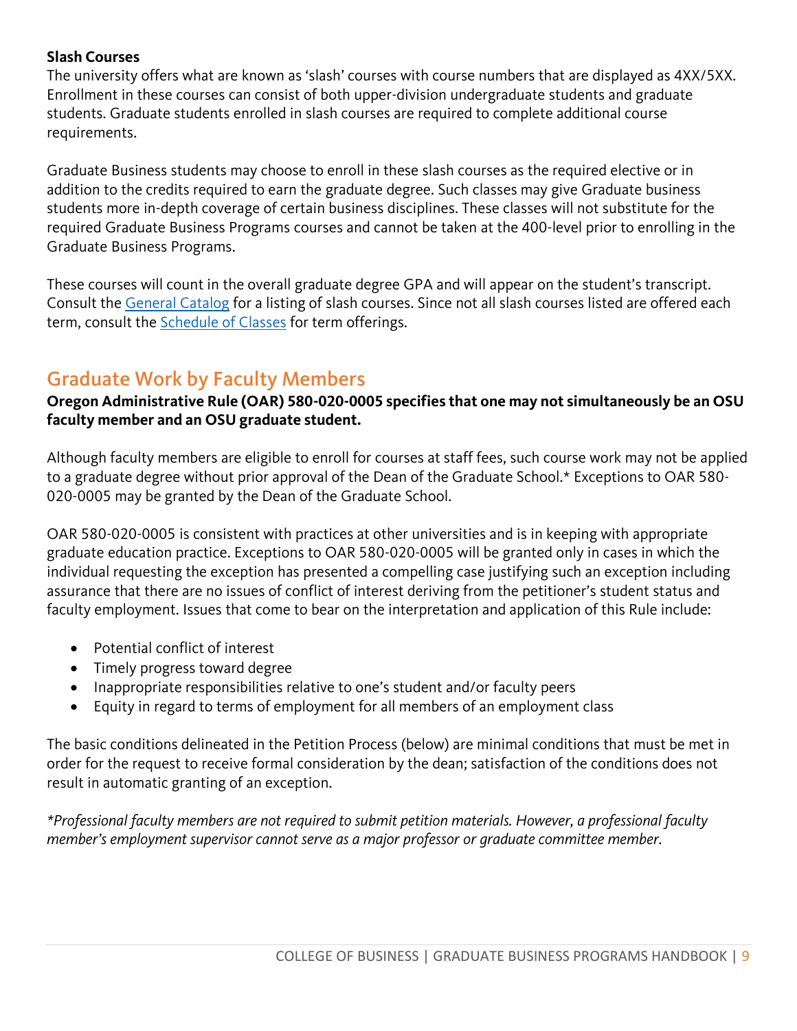**Slash Courses**

The university offers what are known as 'slash' courses with course numbers that are displayed as 4XX/5XX. Enrollment in these courses can consist of both upper-division undergraduate students and graduate students. Graduate students enrolled in slash courses are required to complete additional course requirements.

Graduate Business students may choose to enroll in these slash courses as the required elective or in addition to the credits required to earn the graduate degree. Such classes may give Graduate business students more in-depth coverage of certain business disciplines. These classes will not substitute for the required Graduate Business Programs courses and cannot be taken at the 400-level prior to enrolling in the Graduate Business Programs.

These courses will count in the overall graduate degree GPA and will appear on the student's transcript. Consult the [General Catalog] for a listing of slash courses. Since not all slash courses listed are offered each term, consult the [Schedule of Classes] for term offerings.

## Graduate Work by Faculty Members

**Oregon Administrative Rule (OAR) 580-020-0005 specifies that one may not simultaneously be an OSU faculty member and an OSU graduate student.**

Although faculty members are eligible to enroll for courses at staff fees, such course work may not be applied to a graduate degree without prior approval of the Dean of the Graduate School.* Exceptions to OAR 580-020-0005 may be granted by the Dean of the Graduate School.

OAR 580-020-0005 is consistent with practices at other universities and is in keeping with appropriate graduate education practice. Exceptions to OAR 580-020-0005 will be granted only in cases in which the individual requesting the exception has presented a compelling case justifying such an exception including assurance that there are no issues of conflict of interest deriving from the petitioner's student status and faculty employment. Issues that come to bear on the interpretation and application of this Rule include:

- Potential conflict of interest
- Timely progress toward degree
- Inappropriate responsibilities relative to one's student and/or faculty peers
- Equity in regard to terms of employment for all members of an employment class

The basic conditions delineated in the Petition Process (below) are minimal conditions that must be met in order for the request to receive formal consideration by the dean; satisfaction of the conditions does not result in automatic granting of an exception.

*\*Professional faculty members are not required to submit petition materials. However, a professional faculty member's employment supervisor cannot serve as a major professor or graduate committee member.*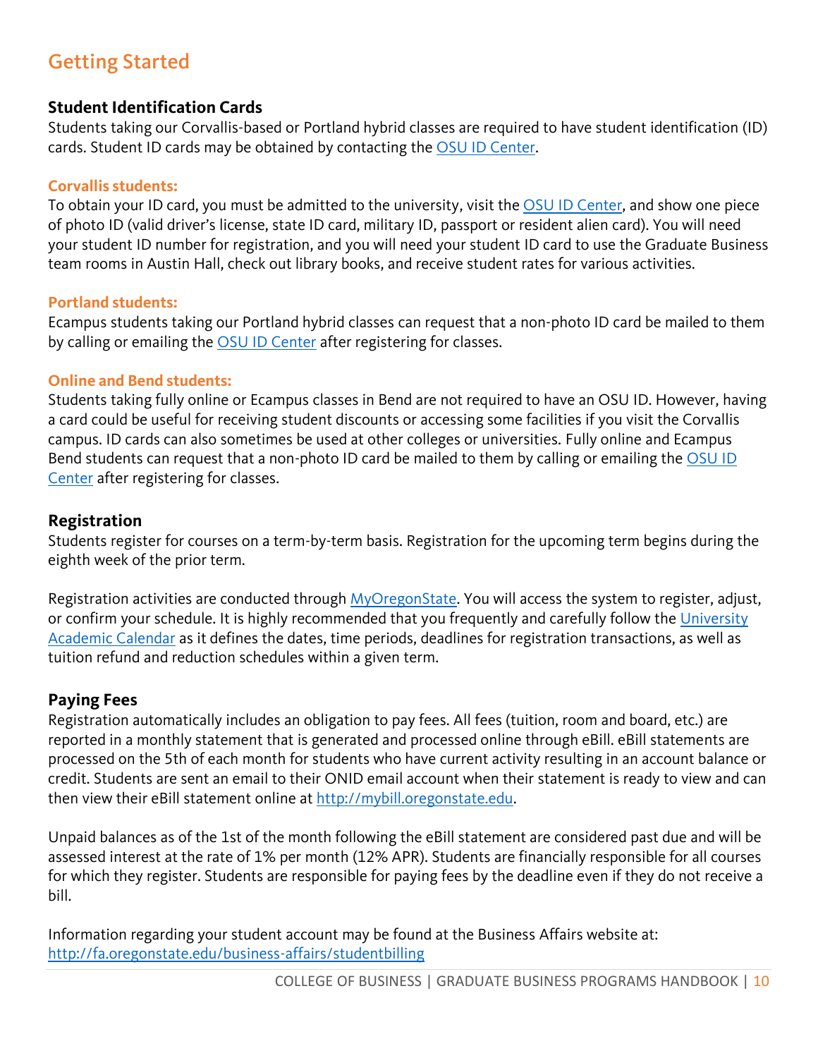# Getting Started

## Student Identification Cards

Students taking our Corvallis-based or Portland hybrid classes are required to have student identification (ID) cards. Student ID cards may be obtained by contacting the OSU ID Center.

### Corvallis students:

To obtain your ID card, you must be admitted to the university, visit the OSU ID Center, and show one piece of photo ID (valid driver's license, state ID card, military ID, passport or resident alien card). You will need your student ID number for registration, and you will need your student ID card to use the Graduate Business team rooms in Austin Hall, check out library books, and receive student rates for various activities.

### Portland students:

Ecampus students taking our Portland hybrid classes can request that a non-photo ID card be mailed to them by calling or emailing the OSU ID Center after registering for classes.

### Online and Bend students:

Students taking fully online or Ecampus classes in Bend are not required to have an OSU ID. However, having a card could be useful for receiving student discounts or accessing some facilities if you visit the Corvallis campus. ID cards can also sometimes be used at other colleges or universities. Fully online and Ecampus Bend students can request that a non-photo ID card be mailed to them by calling or emailing the OSU ID Center after registering for classes.

## Registration

Students register for courses on a term-by-term basis. Registration for the upcoming term begins during the eighth week of the prior term.

Registration activities are conducted through MyOregonState. You will access the system to register, adjust, or confirm your schedule. It is highly recommended that you frequently and carefully follow the University Academic Calendar as it defines the dates, time periods, deadlines for registration transactions, as well as tuition refund and reduction schedules within a given term.

## Paying Fees

Registration automatically includes an obligation to pay fees. All fees (tuition, room and board, etc.) are reported in a monthly statement that is generated and processed online through eBill. eBill statements are processed on the 5th of each month for students who have current activity resulting in an account balance or credit. Students are sent an email to their ONID email account when their statement is ready to view and can then view their eBill statement online at http://mybill.oregonstate.edu.

Unpaid balances as of the 1st of the month following the eBill statement are considered past due and will be assessed interest at the rate of 1% per month (12% APR). Students are financially responsible for all courses for which they register. Students are responsible for paying fees by the deadline even if they do not receive a bill.

Information regarding your student account may be found at the Business Affairs website at: http://fa.oregonstate.edu/business-affairs/studentbilling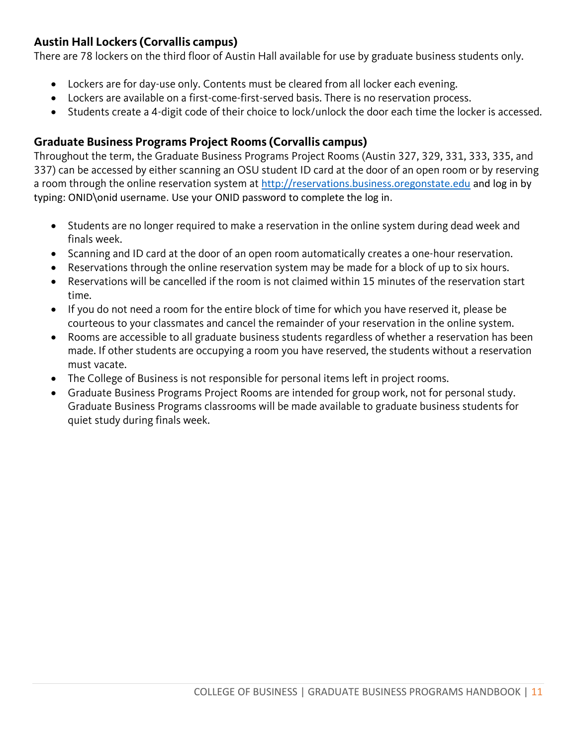### Austin Hall Lockers (Corvallis campus)

There are 78 lockers on the third floor of Austin Hall available for use by graduate business students only.

- Lockers are for day-use only. Contents must be cleared from all locker each evening.
- Lockers are available on a first-come-first-served basis. There is no reservation process.
- Students create a 4-digit code of their choice to lock/unlock the door each time the locker is accessed.

### Graduate Business Programs Project Rooms (Corvallis campus)

Throughout the term, the Graduate Business Programs Project Rooms (Austin 327, 329, 331, 333, 335, and 337) can be accessed by either scanning an OSU student ID card at the door of an open room or by reserving a room through the online reservation system at [http://reservations.business.oregonstate.edu](http://reservations.business.oregonstate.edu) and log in by typing: ONID\onid username. Use your ONID password to complete the log in.

- Students are no longer required to make a reservation in the online system during dead week and finals week.
- Scanning and ID card at the door of an open room automatically creates a one-hour reservation.
- Reservations through the online reservation system may be made for a block of up to six hours.
- Reservations will be cancelled if the room is not claimed within 15 minutes of the reservation start time.
- If you do not need a room for the entire block of time for which you have reserved it, please be courteous to your classmates and cancel the remainder of your reservation in the online system.
- Rooms are accessible to all graduate business students regardless of whether a reservation has been made. If other students are occupying a room you have reserved, the students without a reservation must vacate.
- The College of Business is not responsible for personal items left in project rooms.
- Graduate Business Programs Project Rooms are intended for group work, not for personal study. Graduate Business Programs classrooms will be made available to graduate business students for quiet study during finals week.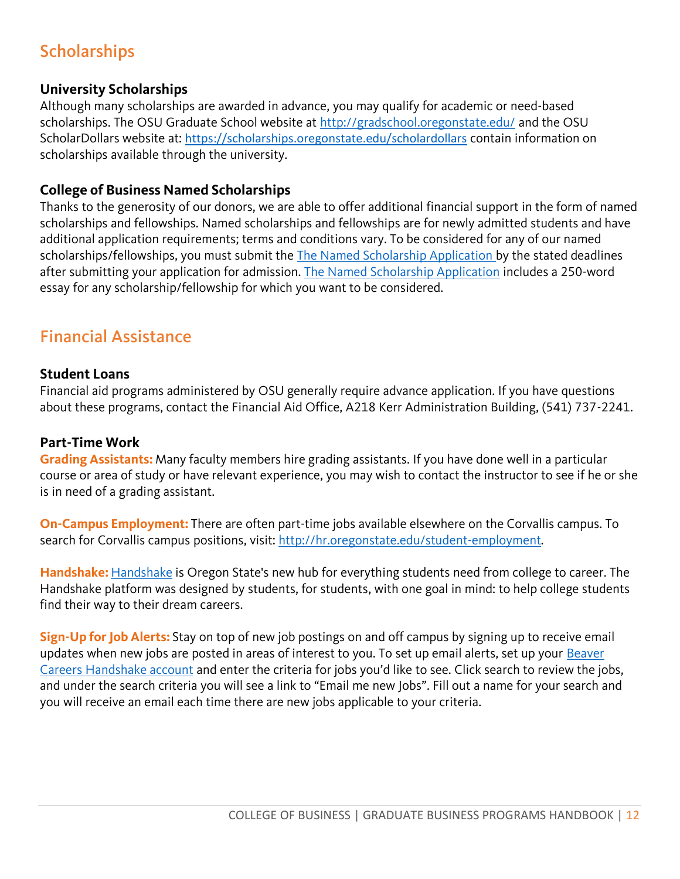## Scholarships

### University Scholarships

Although many scholarships are awarded in advance, you may qualify for academic or need-based scholarships. The OSU Graduate School website at http://gradschool.oregonstate.edu/ and the OSU ScholarDollars website at: https://scholarships.oregonstate.edu/scholardollars contain information on scholarships available through the university.

### College of Business Named Scholarships

Thanks to the generosity of our donors, we are able to offer additional financial support in the form of named scholarships and fellowships. Named scholarships and fellowships are for newly admitted students and have additional application requirements; terms and conditions vary. To be considered for any of our named scholarships/fellowships, you must submit the The Named Scholarship Application by the stated deadlines after submitting your application for admission. The Named Scholarship Application includes a 250-word essay for any scholarship/fellowship for which you want to be considered.

## Financial Assistance

### Student Loans

Financial aid programs administered by OSU generally require advance application. If you have questions about these programs, contact the Financial Aid Office, A218 Kerr Administration Building, (541) 737-2241.

### Part-Time Work

**Grading Assistants:** Many faculty members hire grading assistants. If you have done well in a particular course or area of study or have relevant experience, you may wish to contact the instructor to see if he or she is in need of a grading assistant.

**On-Campus Employment:** There are often part-time jobs available elsewhere on the Corvallis campus. To search for Corvallis campus positions, visit: http://hr.oregonstate.edu/student-employment.

**Handshake:** Handshake is Oregon State's new hub for everything students need from college to career. The Handshake platform was designed by students, for students, with one goal in mind: to help college students find their way to their dream careers.

**Sign-Up for Job Alerts:** Stay on top of new job postings on and off campus by signing up to receive email updates when new jobs are posted in areas of interest to you. To set up email alerts, set up your Beaver Careers Handshake account and enter the criteria for jobs you'd like to see. Click search to review the jobs, and under the search criteria you will see a link to "Email me new Jobs". Fill out a name for your search and you will receive an email each time there are new jobs applicable to your criteria.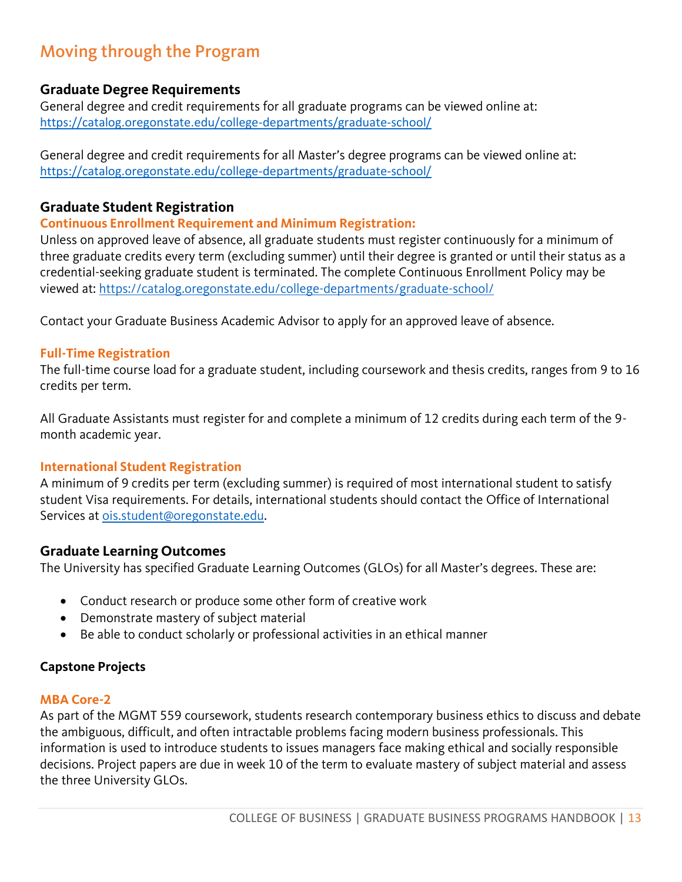## Moving through the Program

### Graduate Degree Requirements

General degree and credit requirements for all graduate programs can be viewed online at: https://catalog.oregonstate.edu/college-departments/graduate-school/

General degree and credit requirements for all Master's degree programs can be viewed online at: https://catalog.oregonstate.edu/college-departments/graduate-school/

### Graduate Student Registration

#### Continuous Enrollment Requirement and Minimum Registration:

Unless on approved leave of absence, all graduate students must register continuously for a minimum of three graduate credits every term (excluding summer) until their degree is granted or until their status as a credential-seeking graduate student is terminated. The complete Continuous Enrollment Policy may be viewed at: https://catalog.oregonstate.edu/college-departments/graduate-school/

Contact your Graduate Business Academic Advisor to apply for an approved leave of absence.

#### Full-Time Registration

The full-time course load for a graduate student, including coursework and thesis credits, ranges from 9 to 16 credits per term.

All Graduate Assistants must register for and complete a minimum of 12 credits during each term of the 9-month academic year.

#### International Student Registration

A minimum of 9 credits per term (excluding summer) is required of most international student to satisfy student Visa requirements. For details, international students should contact the Office of International Services at ois.student@oregonstate.edu.

### Graduate Learning Outcomes

The University has specified Graduate Learning Outcomes (GLOs) for all Master's degrees. These are:

- Conduct research or produce some other form of creative work
- Demonstrate mastery of subject material
- Be able to conduct scholarly or professional activities in an ethical manner

### Capstone Projects

#### MBA Core-2

As part of the MGMT 559 coursework, students research contemporary business ethics to discuss and debate the ambiguous, difficult, and often intractable problems facing modern business professionals. This information is used to introduce students to issues managers face making ethical and socially responsible decisions. Project papers are due in week 10 of the term to evaluate mastery of subject material and assess the three University GLOs.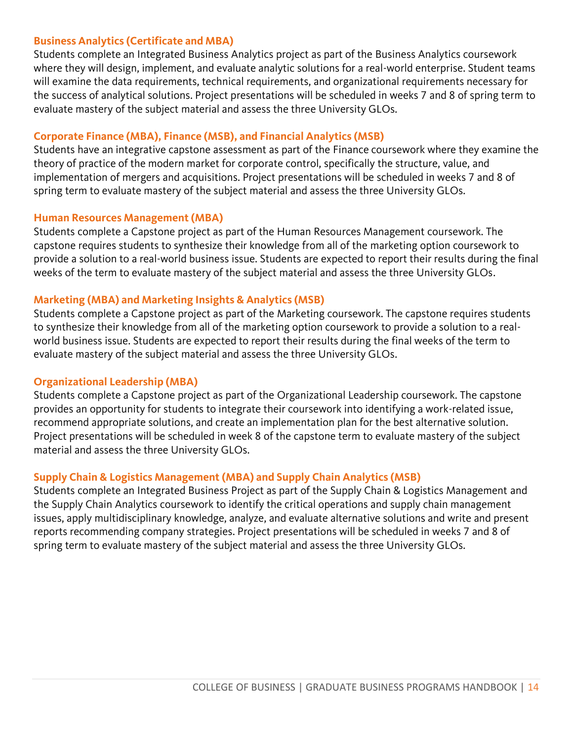### Business Analytics (Certificate and MBA)

Students complete an Integrated Business Analytics project as part of the Business Analytics coursework where they will design, implement, and evaluate analytic solutions for a real-world enterprise. Student teams will examine the data requirements, technical requirements, and organizational requirements necessary for the success of analytical solutions. Project presentations will be scheduled in weeks 7 and 8 of spring term to evaluate mastery of the subject material and assess the three University GLOs.

### Corporate Finance (MBA), Finance (MSB), and Financial Analytics (MSB)

Students have an integrative capstone assessment as part of the Finance coursework where they examine the theory of practice of the modern market for corporate control, specifically the structure, value, and implementation of mergers and acquisitions. Project presentations will be scheduled in weeks 7 and 8 of spring term to evaluate mastery of the subject material and assess the three University GLOs.

### Human Resources Management (MBA)

Students complete a Capstone project as part of the Human Resources Management coursework. The capstone requires students to synthesize their knowledge from all of the marketing option coursework to provide a solution to a real-world business issue. Students are expected to report their results during the final weeks of the term to evaluate mastery of the subject material and assess the three University GLOs.

### Marketing (MBA) and Marketing Insights & Analytics (MSB)

Students complete a Capstone project as part of the Marketing coursework. The capstone requires students to synthesize their knowledge from all of the marketing option coursework to provide a solution to a real-world business issue. Students are expected to report their results during the final weeks of the term to evaluate mastery of the subject material and assess the three University GLOs.

### Organizational Leadership (MBA)

Students complete a Capstone project as part of the Organizational Leadership coursework. The capstone provides an opportunity for students to integrate their coursework into identifying a work-related issue, recommend appropriate solutions, and create an implementation plan for the best alternative solution. Project presentations will be scheduled in week 8 of the capstone term to evaluate mastery of the subject material and assess the three University GLOs.

### Supply Chain & Logistics Management (MBA) and Supply Chain Analytics (MSB)

Students complete an Integrated Business Project as part of the Supply Chain & Logistics Management and the Supply Chain Analytics coursework to identify the critical operations and supply chain management issues, apply multidisciplinary knowledge, analyze, and evaluate alternative solutions and write and present reports recommending company strategies. Project presentations will be scheduled in weeks 7 and 8 of spring term to evaluate mastery of the subject material and assess the three University GLOs.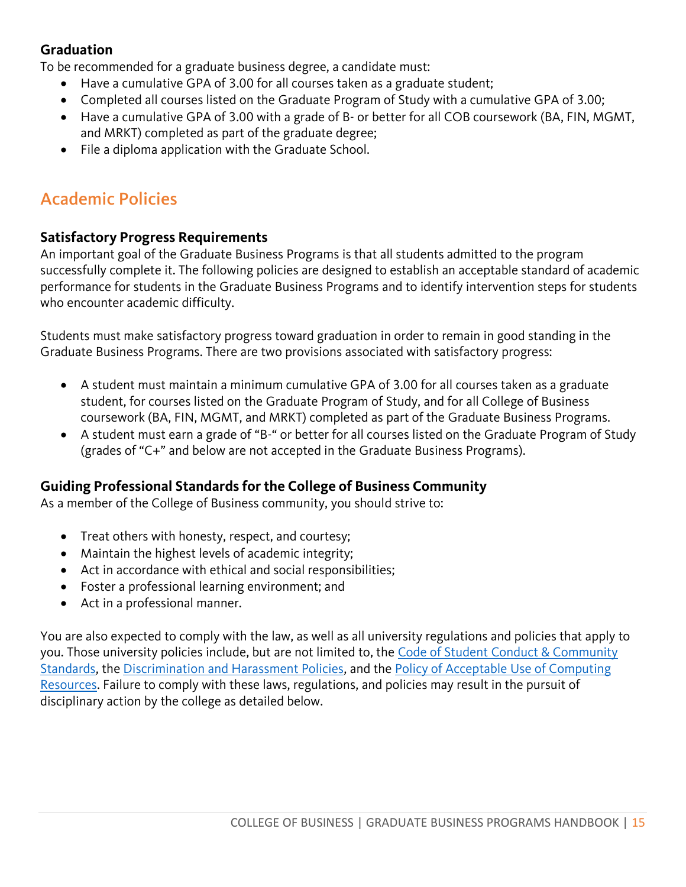### Graduation

To be recommended for a graduate business degree, a candidate must:

- Have a cumulative GPA of 3.00 for all courses taken as a graduate student;
- Completed all courses listed on the Graduate Program of Study with a cumulative GPA of 3.00;
- Have a cumulative GPA of 3.00 with a grade of B- or better for all COB coursework (BA, FIN, MGMT, and MRKT) completed as part of the graduate degree;
- File a diploma application with the Graduate School.

## Academic Policies

### Satisfactory Progress Requirements

An important goal of the Graduate Business Programs is that all students admitted to the program successfully complete it. The following policies are designed to establish an acceptable standard of academic performance for students in the Graduate Business Programs and to identify intervention steps for students who encounter academic difficulty.

Students must make satisfactory progress toward graduation in order to remain in good standing in the Graduate Business Programs. There are two provisions associated with satisfactory progress:

- A student must maintain a minimum cumulative GPA of 3.00 for all courses taken as a graduate student, for courses listed on the Graduate Program of Study, and for all College of Business coursework (BA, FIN, MGMT, and MRKT) completed as part of the Graduate Business Programs.
- A student must earn a grade of "B-" or better for all courses listed on the Graduate Program of Study (grades of "C+" and below are not accepted in the Graduate Business Programs).

### Guiding Professional Standards for the College of Business Community

As a member of the College of Business community, you should strive to:

- Treat others with honesty, respect, and courtesy;
- Maintain the highest levels of academic integrity;
- Act in accordance with ethical and social responsibilities;
- Foster a professional learning environment; and
- Act in a professional manner.

You are also expected to comply with the law, as well as all university regulations and policies that apply to you. Those university policies include, but are not limited to, the Code of Student Conduct & Community Standards, the Discrimination and Harassment Policies, and the Policy of Acceptable Use of Computing Resources. Failure to comply with these laws, regulations, and policies may result in the pursuit of disciplinary action by the college as detailed below.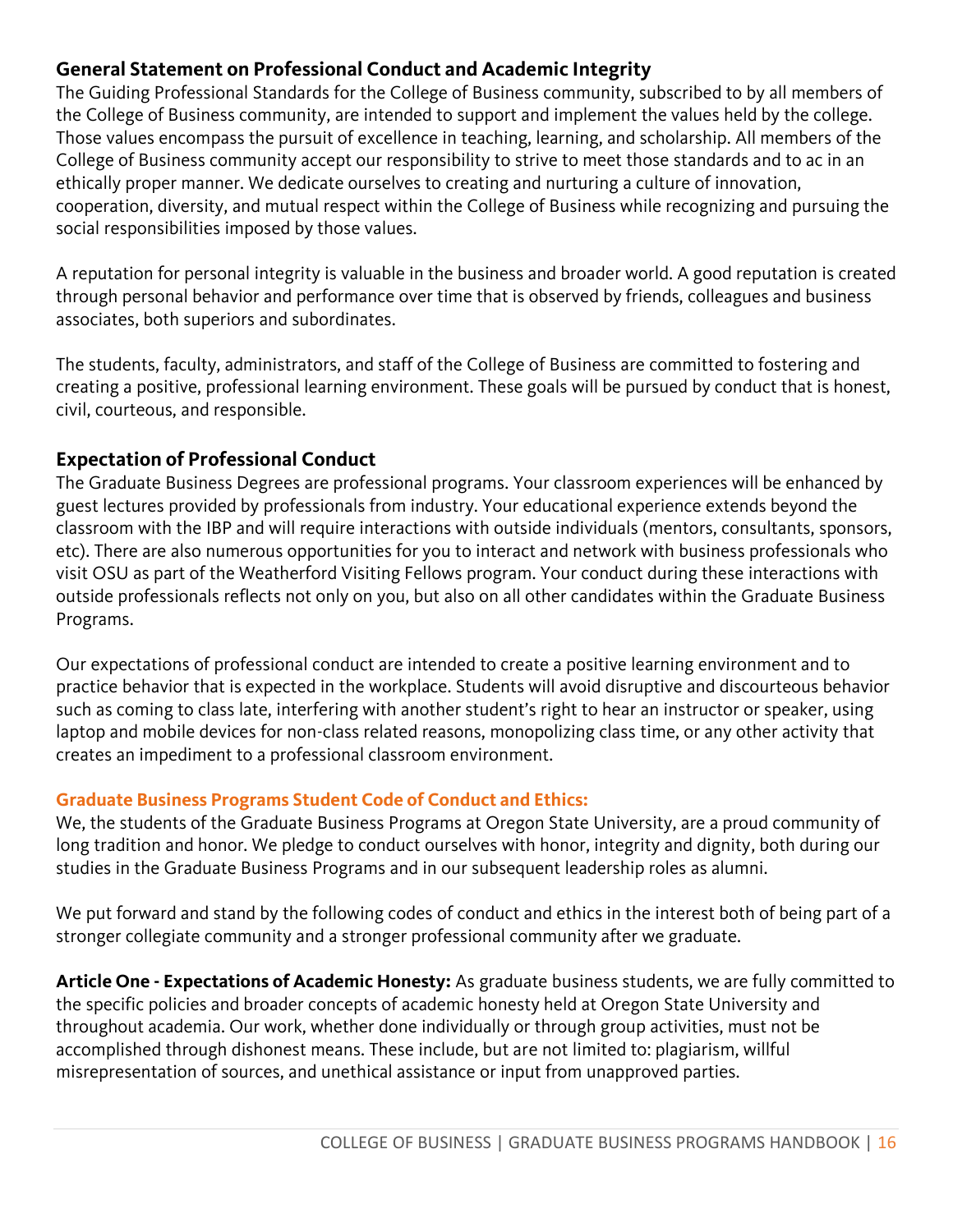## General Statement on Professional Conduct and Academic Integrity

The Guiding Professional Standards for the College of Business community, subscribed to by all members of the College of Business community, are intended to support and implement the values held by the college. Those values encompass the pursuit of excellence in teaching, learning, and scholarship. All members of the College of Business community accept our responsibility to strive to meet those standards and to ac in an ethically proper manner. We dedicate ourselves to creating and nurturing a culture of innovation, cooperation, diversity, and mutual respect within the College of Business while recognizing and pursuing the social responsibilities imposed by those values.

A reputation for personal integrity is valuable in the business and broader world. A good reputation is created through personal behavior and performance over time that is observed by friends, colleagues and business associates, both superiors and subordinates.

The students, faculty, administrators, and staff of the College of Business are committed to fostering and creating a positive, professional learning environment. These goals will be pursued by conduct that is honest, civil, courteous, and responsible.

## Expectation of Professional Conduct

The Graduate Business Degrees are professional programs. Your classroom experiences will be enhanced by guest lectures provided by professionals from industry. Your educational experience extends beyond the classroom with the IBP and will require interactions with outside individuals (mentors, consultants, sponsors, etc). There are also numerous opportunities for you to interact and network with business professionals who visit OSU as part of the Weatherford Visiting Fellows program. Your conduct during these interactions with outside professionals reflects not only on you, but also on all other candidates within the Graduate Business Programs.

Our expectations of professional conduct are intended to create a positive learning environment and to practice behavior that is expected in the workplace. Students will avoid disruptive and discourteous behavior such as coming to class late, interfering with another student's right to hear an instructor or speaker, using laptop and mobile devices for non-class related reasons, monopolizing class time, or any other activity that creates an impediment to a professional classroom environment.

### Graduate Business Programs Student Code of Conduct and Ethics:

We, the students of the Graduate Business Programs at Oregon State University, are a proud community of long tradition and honor. We pledge to conduct ourselves with honor, integrity and dignity, both during our studies in the Graduate Business Programs and in our subsequent leadership roles as alumni.

We put forward and stand by the following codes of conduct and ethics in the interest both of being part of a stronger collegiate community and a stronger professional community after we graduate.

**Article One - Expectations of Academic Honesty:** As graduate business students, we are fully committed to the specific policies and broader concepts of academic honesty held at Oregon State University and throughout academia. Our work, whether done individually or through group activities, must not be accomplished through dishonest means. These include, but are not limited to: plagiarism, willful misrepresentation of sources, and unethical assistance or input from unapproved parties.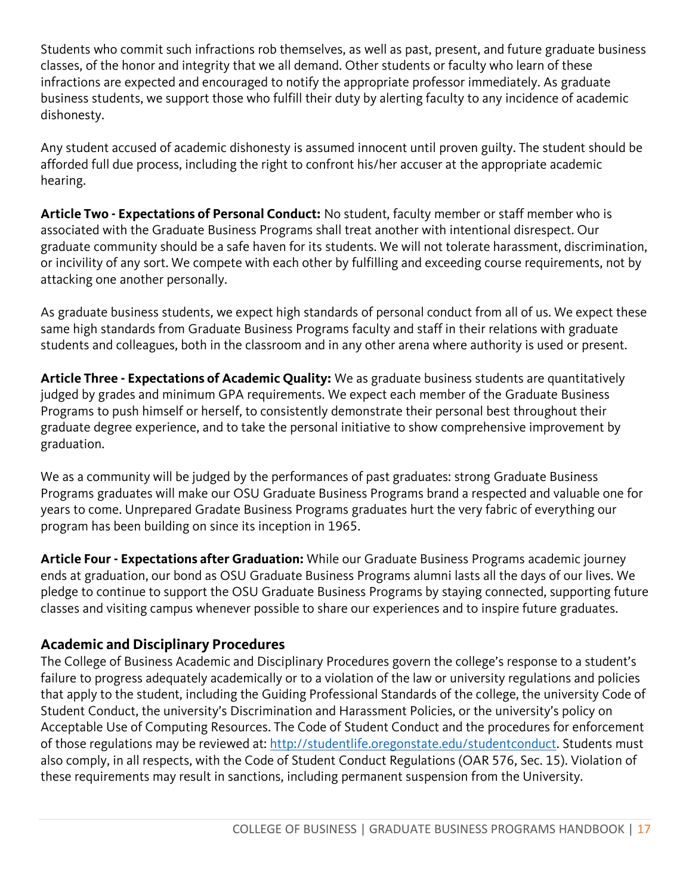Students who commit such infractions rob themselves, as well as past, present, and future graduate business classes, of the honor and integrity that we all demand. Other students or faculty who learn of these infractions are expected and encouraged to notify the appropriate professor immediately. As graduate business students, we support those who fulfill their duty by alerting faculty to any incidence of academic dishonesty.

Any student accused of academic dishonesty is assumed innocent until proven guilty. The student should be afforded full due process, including the right to confront his/her accuser at the appropriate academic hearing.

**Article Two - Expectations of Personal Conduct:** No student, faculty member or staff member who is associated with the Graduate Business Programs shall treat another with intentional disrespect. Our graduate community should be a safe haven for its students. We will not tolerate harassment, discrimination, or incivility of any sort. We compete with each other by fulfilling and exceeding course requirements, not by attacking one another personally.

As graduate business students, we expect high standards of personal conduct from all of us. We expect these same high standards from Graduate Business Programs faculty and staff in their relations with graduate students and colleagues, both in the classroom and in any other arena where authority is used or present.

**Article Three - Expectations of Academic Quality:** We as graduate business students are quantitatively judged by grades and minimum GPA requirements. We expect each member of the Graduate Business Programs to push himself or herself, to consistently demonstrate their personal best throughout their graduate degree experience, and to take the personal initiative to show comprehensive improvement by graduation.

We as a community will be judged by the performances of past graduates: strong Graduate Business Programs graduates will make our OSU Graduate Business Programs brand a respected and valuable one for years to come. Unprepared Gradate Business Programs graduates hurt the very fabric of everything our program has been building on since its inception in 1965.

**Article Four - Expectations after Graduation:** While our Graduate Business Programs academic journey ends at graduation, our bond as OSU Graduate Business Programs alumni lasts all the days of our lives. We pledge to continue to support the OSU Graduate Business Programs by staying connected, supporting future classes and visiting campus whenever possible to share our experiences and to inspire future graduates.

## Academic and Disciplinary Procedures

The College of Business Academic and Disciplinary Procedures govern the college's response to a student's failure to progress adequately academically or to a violation of the law or university regulations and policies that apply to the student, including the Guiding Professional Standards of the college, the university Code of Student Conduct, the university's Discrimination and Harassment Policies, or the university's policy on Acceptable Use of Computing Resources. The Code of Student Conduct and the procedures for enforcement of those regulations may be reviewed at: http://studentlife.oregonstate.edu/studentconduct. Students must also comply, in all respects, with the Code of Student Conduct Regulations (OAR 576, Sec. 15). Violation of these requirements may result in sanctions, including permanent suspension from the University.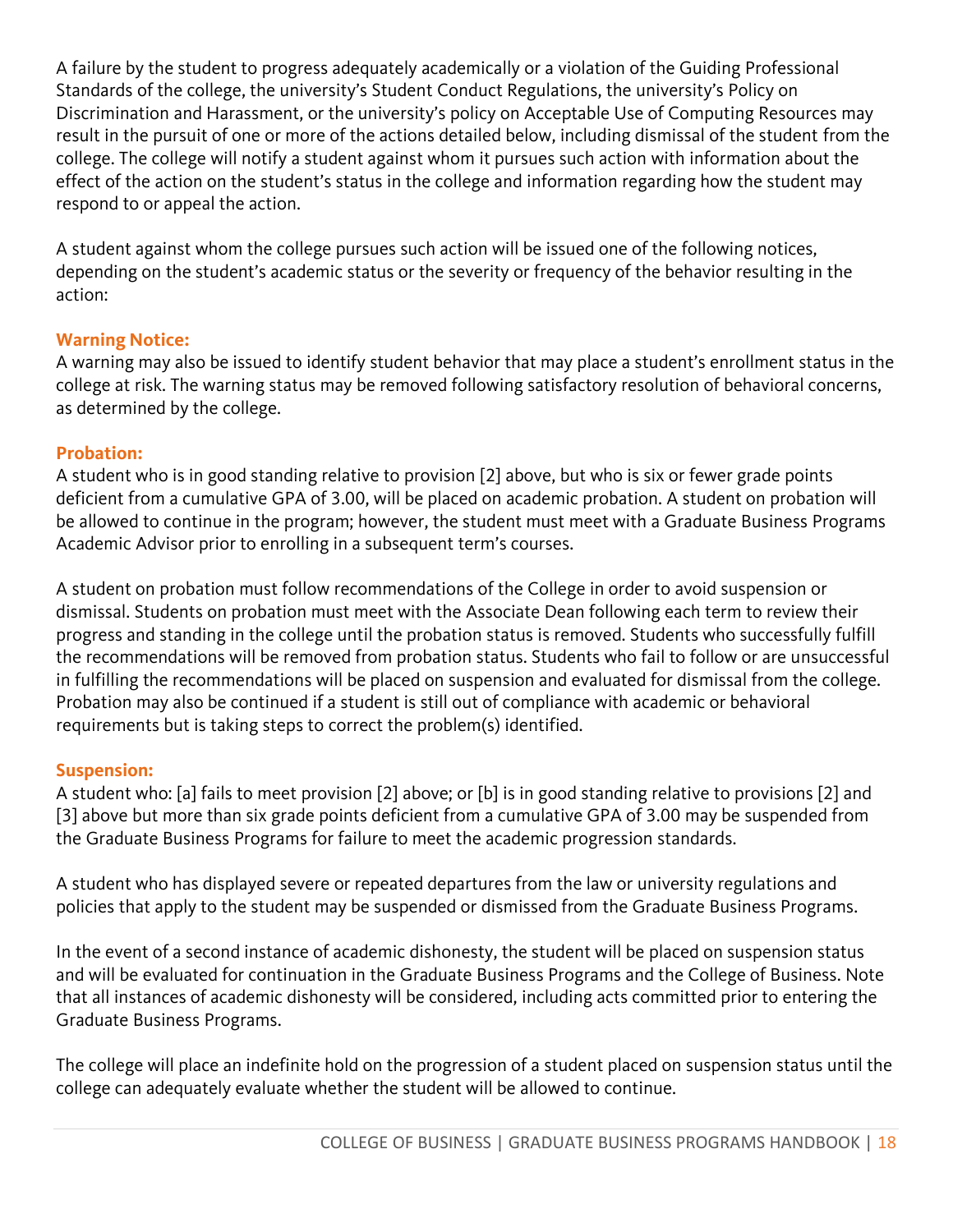A failure by the student to progress adequately academically or a violation of the Guiding Professional Standards of the college, the university's Student Conduct Regulations, the university's Policy on Discrimination and Harassment, or the university's policy on Acceptable Use of Computing Resources may result in the pursuit of one or more of the actions detailed below, including dismissal of the student from the college. The college will notify a student against whom it pursues such action with information about the effect of the action on the student's status in the college and information regarding how the student may respond to or appeal the action.

A student against whom the college pursues such action will be issued one of the following notices, depending on the student's academic status or the severity or frequency of the behavior resulting in the action:

### Warning Notice:

A warning may also be issued to identify student behavior that may place a student's enrollment status in the college at risk. The warning status may be removed following satisfactory resolution of behavioral concerns, as determined by the college.

### Probation:

A student who is in good standing relative to provision [2] above, but who is six or fewer grade points deficient from a cumulative GPA of 3.00, will be placed on academic probation. A student on probation will be allowed to continue in the program; however, the student must meet with a Graduate Business Programs Academic Advisor prior to enrolling in a subsequent term's courses.

A student on probation must follow recommendations of the College in order to avoid suspension or dismissal. Students on probation must meet with the Associate Dean following each term to review their progress and standing in the college until the probation status is removed. Students who successfully fulfill the recommendations will be removed from probation status. Students who fail to follow or are unsuccessful in fulfilling the recommendations will be placed on suspension and evaluated for dismissal from the college. Probation may also be continued if a student is still out of compliance with academic or behavioral requirements but is taking steps to correct the problem(s) identified.

### Suspension:

A student who: [a] fails to meet provision [2] above; or [b] is in good standing relative to provisions [2] and [3] above but more than six grade points deficient from a cumulative GPA of 3.00 may be suspended from the Graduate Business Programs for failure to meet the academic progression standards.

A student who has displayed severe or repeated departures from the law or university regulations and policies that apply to the student may be suspended or dismissed from the Graduate Business Programs.

In the event of a second instance of academic dishonesty, the student will be placed on suspension status and will be evaluated for continuation in the Graduate Business Programs and the College of Business. Note that all instances of academic dishonesty will be considered, including acts committed prior to entering the Graduate Business Programs.

The college will place an indefinite hold on the progression of a student placed on suspension status until the college can adequately evaluate whether the student will be allowed to continue.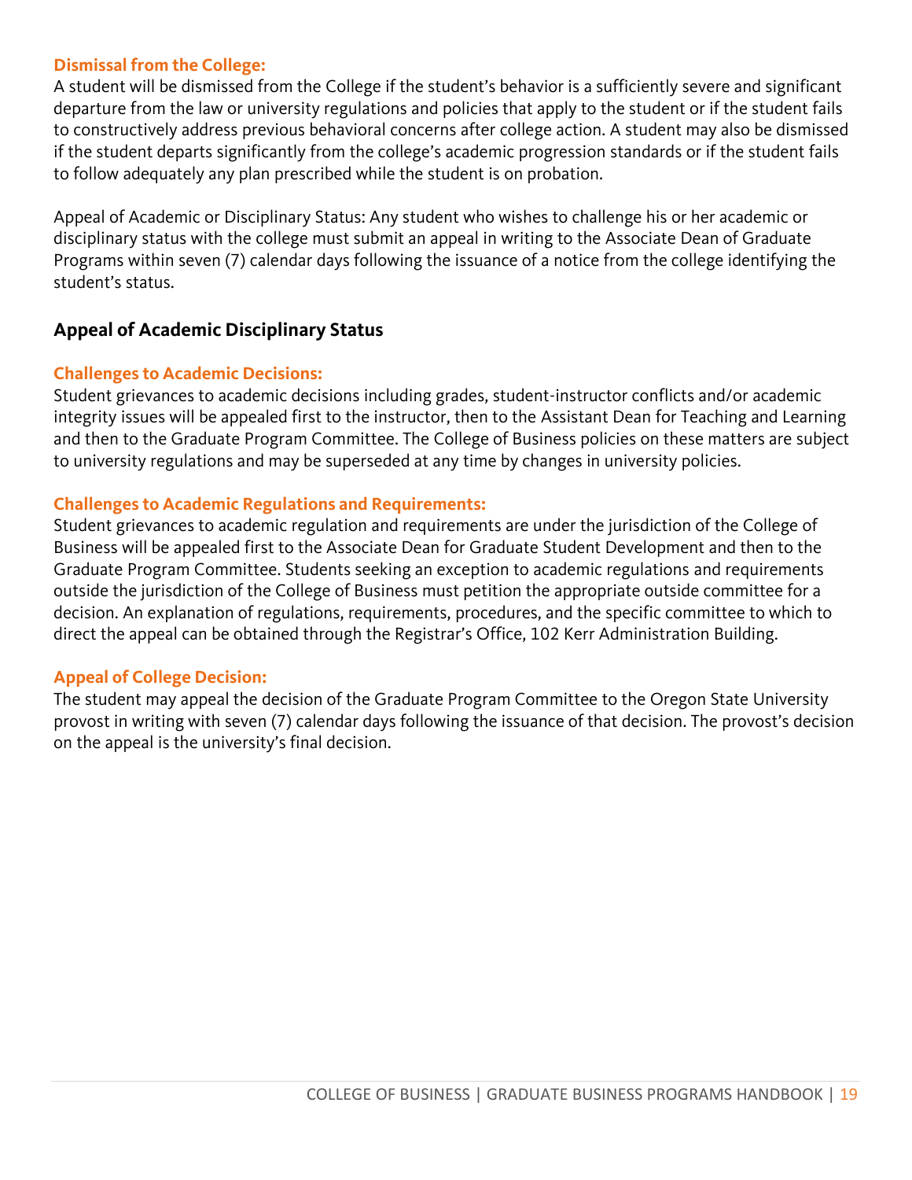### Dismissal from the College:

A student will be dismissed from the College if the student's behavior is a sufficiently severe and significant departure from the law or university regulations and policies that apply to the student or if the student fails to constructively address previous behavioral concerns after college action. A student may also be dismissed if the student departs significantly from the college's academic progression standards or if the student fails to follow adequately any plan prescribed while the student is on probation.

Appeal of Academic or Disciplinary Status: Any student who wishes to challenge his or her academic or disciplinary status with the college must submit an appeal in writing to the Associate Dean of Graduate Programs within seven (7) calendar days following the issuance of a notice from the college identifying the student's status.

## Appeal of Academic Disciplinary Status

### Challenges to Academic Decisions:

Student grievances to academic decisions including grades, student-instructor conflicts and/or academic integrity issues will be appealed first to the instructor, then to the Assistant Dean for Teaching and Learning and then to the Graduate Program Committee. The College of Business policies on these matters are subject to university regulations and may be superseded at any time by changes in university policies.

### Challenges to Academic Regulations and Requirements:

Student grievances to academic regulation and requirements are under the jurisdiction of the College of Business will be appealed first to the Associate Dean for Graduate Student Development and then to the Graduate Program Committee. Students seeking an exception to academic regulations and requirements outside the jurisdiction of the College of Business must petition the appropriate outside committee for a decision. An explanation of regulations, requirements, procedures, and the specific committee to which to direct the appeal can be obtained through the Registrar's Office, 102 Kerr Administration Building.

### Appeal of College Decision:

The student may appeal the decision of the Graduate Program Committee to the Oregon State University provost in writing with seven (7) calendar days following the issuance of that decision. The provost's decision on the appeal is the university's final decision.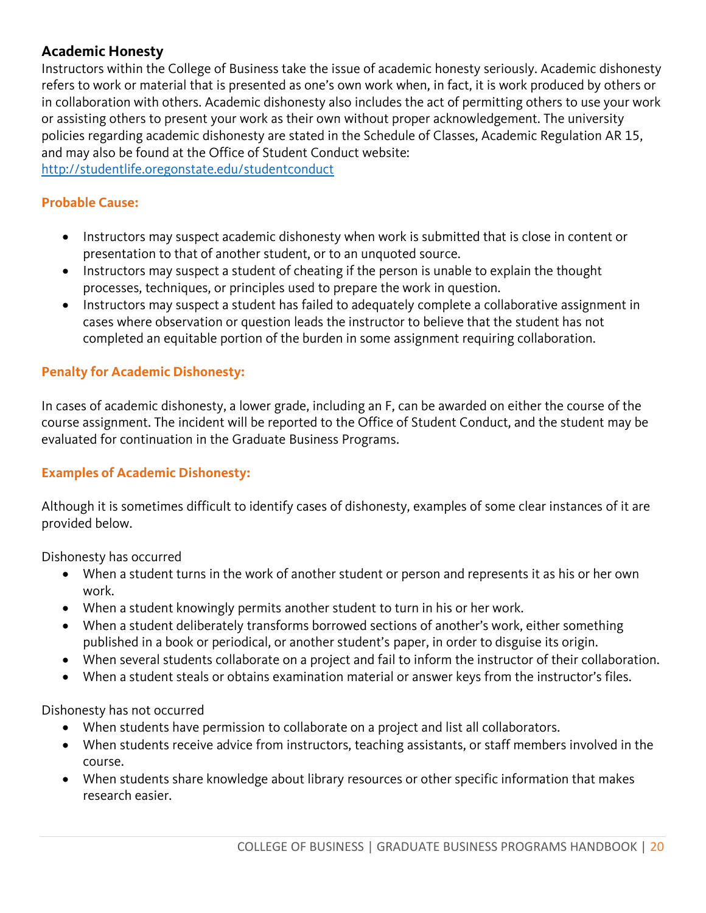## Academic Honesty

Instructors within the College of Business take the issue of academic honesty seriously. Academic dishonesty refers to work or material that is presented as one's own work when, in fact, it is work produced by others or in collaboration with others. Academic dishonesty also includes the act of permitting others to use your work or assisting others to present your work as their own without proper acknowledgement. The university policies regarding academic dishonesty are stated in the Schedule of Classes, Academic Regulation AR 15, and may also be found at the Office of Student Conduct website: http://studentlife.oregonstate.edu/studentconduct

### Probable Cause:

- Instructors may suspect academic dishonesty when work is submitted that is close in content or presentation to that of another student, or to an unquoted source.
- Instructors may suspect a student of cheating if the person is unable to explain the thought processes, techniques, or principles used to prepare the work in question.
- Instructors may suspect a student has failed to adequately complete a collaborative assignment in cases where observation or question leads the instructor to believe that the student has not completed an equitable portion of the burden in some assignment requiring collaboration.

### Penalty for Academic Dishonesty:

In cases of academic dishonesty, a lower grade, including an F, can be awarded on either the course of the course assignment. The incident will be reported to the Office of Student Conduct, and the student may be evaluated for continuation in the Graduate Business Programs.

### Examples of Academic Dishonesty:

Although it is sometimes difficult to identify cases of dishonesty, examples of some clear instances of it are provided below.

Dishonesty has occurred

- When a student turns in the work of another student or person and represents it as his or her own work.
- When a student knowingly permits another student to turn in his or her work.
- When a student deliberately transforms borrowed sections of another's work, either something published in a book or periodical, or another student's paper, in order to disguise its origin.
- When several students collaborate on a project and fail to inform the instructor of their collaboration.
- When a student steals or obtains examination material or answer keys from the instructor's files.

Dishonesty has not occurred

- When students have permission to collaborate on a project and list all collaborators.
- When students receive advice from instructors, teaching assistants, or staff members involved in the course.
- When students share knowledge about library resources or other specific information that makes research easier.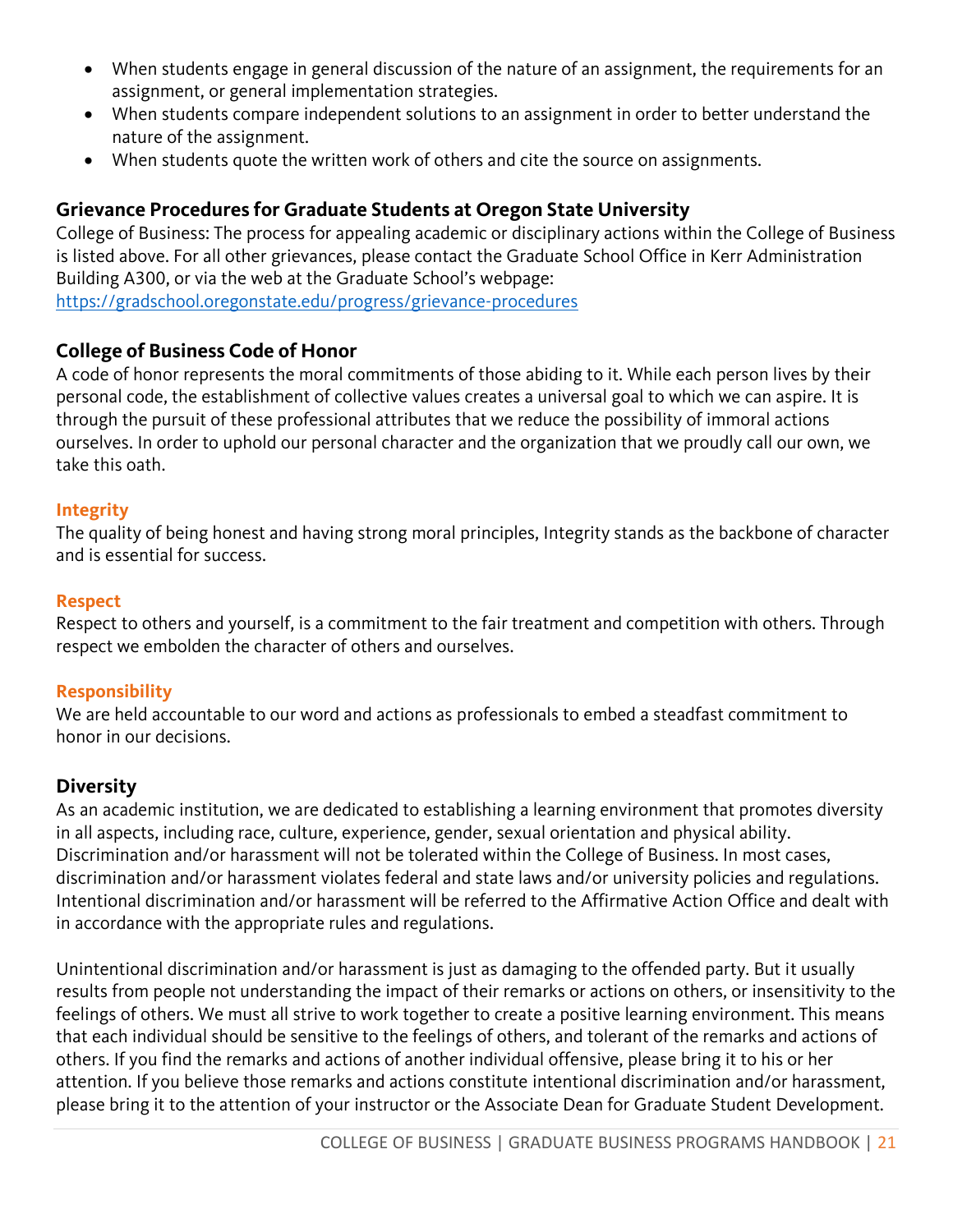- When students engage in general discussion of the nature of an assignment, the requirements for an assignment, or general implementation strategies.
- When students compare independent solutions to an assignment in order to better understand the nature of the assignment.
- When students quote the written work of others and cite the source on assignments.

## Grievance Procedures for Graduate Students at Oregon State University

College of Business: The process for appealing academic or disciplinary actions within the College of Business is listed above. For all other grievances, please contact the Graduate School Office in Kerr Administration Building A300, or via the web at the Graduate School's webpage:
https://gradschool.oregonstate.edu/progress/grievance-procedures

## College of Business Code of Honor

A code of honor represents the moral commitments of those abiding to it. While each person lives by their personal code, the establishment of collective values creates a universal goal to which we can aspire. It is through the pursuit of these professional attributes that we reduce the possibility of immoral actions ourselves. In order to uphold our personal character and the organization that we proudly call our own, we take this oath.

### Integrity

The quality of being honest and having strong moral principles, Integrity stands as the backbone of character and is essential for success.

### Respect

Respect to others and yourself, is a commitment to the fair treatment and competition with others. Through respect we embolden the character of others and ourselves.

### Responsibility

We are held accountable to our word and actions as professionals to embed a steadfast commitment to honor in our decisions.

## Diversity

As an academic institution, we are dedicated to establishing a learning environment that promotes diversity in all aspects, including race, culture, experience, gender, sexual orientation and physical ability. Discrimination and/or harassment will not be tolerated within the College of Business. In most cases, discrimination and/or harassment violates federal and state laws and/or university policies and regulations. Intentional discrimination and/or harassment will be referred to the Affirmative Action Office and dealt with in accordance with the appropriate rules and regulations.

Unintentional discrimination and/or harassment is just as damaging to the offended party. But it usually results from people not understanding the impact of their remarks or actions on others, or insensitivity to the feelings of others. We must all strive to work together to create a positive learning environment. This means that each individual should be sensitive to the feelings of others, and tolerant of the remarks and actions of others. If you find the remarks and actions of another individual offensive, please bring it to his or her attention. If you believe those remarks and actions constitute intentional discrimination and/or harassment, please bring it to the attention of your instructor or the Associate Dean for Graduate Student Development.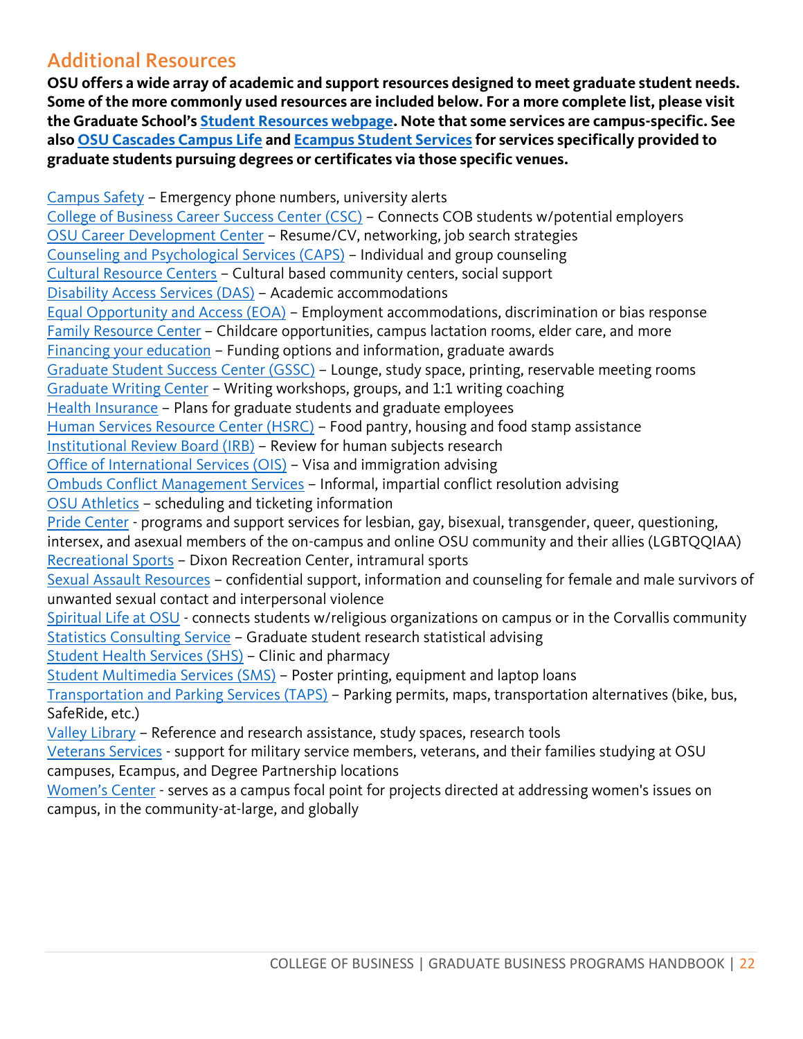## Additional Resources

**OSU offers a wide array of academic and support resources designed to meet graduate student needs. Some of the more commonly used resources are included below. For a more complete list, please visit the Graduate School's Student Resources webpage. Note that some services are campus-specific. See also OSU Cascades Campus Life and Ecampus Student Services for services specifically provided to graduate students pursuing degrees or certificates via those specific venues.**

Campus Safety – Emergency phone numbers, university alerts
College of Business Career Success Center (CSC) – Connects COB students w/potential employers
OSU Career Development Center – Resume/CV, networking, job search strategies
Counseling and Psychological Services (CAPS) – Individual and group counseling
Cultural Resource Centers – Cultural based community centers, social support
Disability Access Services (DAS) – Academic accommodations
Equal Opportunity and Access (EOA) – Employment accommodations, discrimination or bias response
Family Resource Center – Childcare opportunities, campus lactation rooms, elder care, and more
Financing your education – Funding options and information, graduate awards
Graduate Student Success Center (GSSC) – Lounge, study space, printing, reservable meeting rooms
Graduate Writing Center – Writing workshops, groups, and 1:1 writing coaching
Health Insurance – Plans for graduate students and graduate employees
Human Services Resource Center (HSRC) – Food pantry, housing and food stamp assistance
Institutional Review Board (IRB) – Review for human subjects research
Office of International Services (OIS) – Visa and immigration advising
Ombuds Conflict Management Services – Informal, impartial conflict resolution advising
OSU Athletics – scheduling and ticketing information
Pride Center - programs and support services for lesbian, gay, bisexual, transgender, queer, questioning, intersex, and asexual members of the on-campus and online OSU community and their allies (LGBTQQIAA)
Recreational Sports – Dixon Recreation Center, intramural sports
Sexual Assault Resources – confidential support, information and counseling for female and male survivors of unwanted sexual contact and interpersonal violence
Spiritual Life at OSU - connects students w/religious organizations on campus or in the Corvallis community
Statistics Consulting Service – Graduate student research statistical advising
Student Health Services (SHS) – Clinic and pharmacy
Student Multimedia Services (SMS) – Poster printing, equipment and laptop loans
Transportation and Parking Services (TAPS) – Parking permits, maps, transportation alternatives (bike, bus, SafeRide, etc.)
Valley Library – Reference and research assistance, study spaces, research tools
Veterans Services - support for military service members, veterans, and their families studying at OSU campuses, Ecampus, and Degree Partnership locations
Women's Center - serves as a campus focal point for projects directed at addressing women's issues on campus, in the community-at-large, and globally